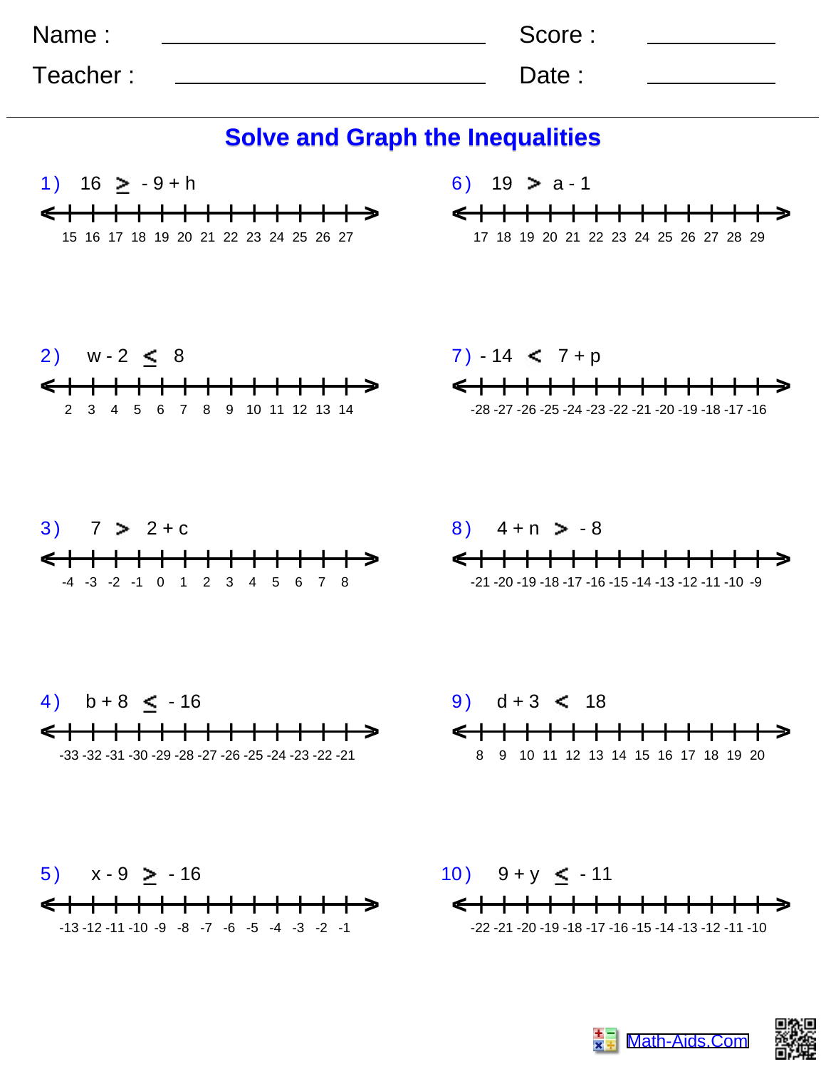Name : ________________________ Score : ____________

Teacher : ________________________ Date : ____________

# Solve and Graph the Inequalities

1) $16 \geq -9 + h$

15 16 17 18 19 20 21 22 23 24 25 26 27

2) $w - 2 \leq 8$

2 3 4 5 6 7 8 9 10 11 12 13 14

3) $7 > 2 + c$

-4 -3 -2 -1 0 1 2 3 4 5 6 7 8

4) $b + 8 \leq -16$

-33 -32 -31 -30 -29 -28 -27 -26 -25 -24 -23 -22 -21

5) $x - 9 \geq -16$

-13 -12 -11 -10 -9 -8 -7 -6 -5 -4 -3 -2 -1

6) $19 > a - 1$

17 18 19 20 21 22 23 24 25 26 27 28 29

7) $-14 < 7 + p$

-28 -27 -26 -25 -24 -23 -22 -21 -20 -19 -18 -17 -16

8) $4 + n > -8$

-21 -20 -19 -18 -17 -16 -15 -14 -13 -12 -11 -10 -9

9) $d + 3 < 18$

8 9 10 11 12 13 14 15 16 17 18 19 20

10) $9 + y \leq -11$

-22 -21 -20 -19 -18 -17 -16 -15 -14 -13 -12 -11 -10

Math-Aids.Com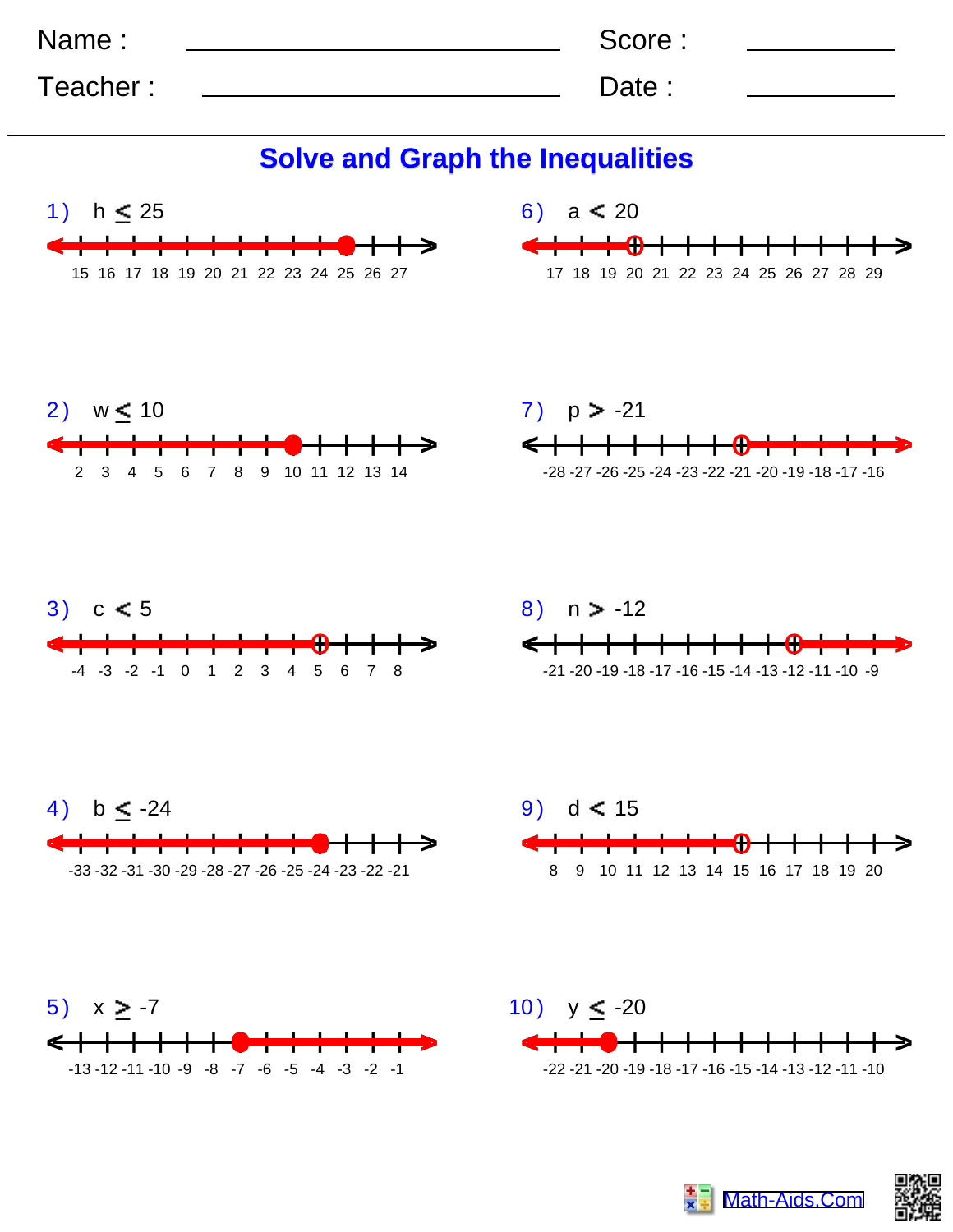Name : ____________________ Score : __________

Teacher : ____________________ Date : __________

# Solve and Graph the Inequalities

1) $h \leq 25$

15 16 17 18 19 20 21 22 23 24 25 26 27

2) $w \leq 10$

2 3 4 5 6 7 8 9 10 11 12 13 14

3) $c < 5$

-4 -3 -2 -1 0 1 2 3 4 5 6 7 8

4) $b \leq -24$

-33 -32 -31 -30 -29 -28 -27 -26 -25 -24 -23 -22 -21

5) $x \geq -7$

-13 -12 -11 -10 -9 -8 -7 -6 -5 -4 -3 -2 -1

6) $a < 20$

17 18 19 20 21 22 23 24 25 26 27 28 29

7) $p > -21$

-28 -27 -26 -25 -24 -23 -22 -21 -20 -19 -18 -17 -16

8) $n > -12$

-21 -20 -19 -18 -17 -16 -15 -14 -13 -12 -11 -10 -9

9) $d < 15$

8 9 10 11 12 13 14 15 16 17 18 19 20

10) $y \leq -20$

-22 -21 -20 -19 -18 -17 -16 -15 -14 -13 -12 -11 -10

Math-Aids.Com